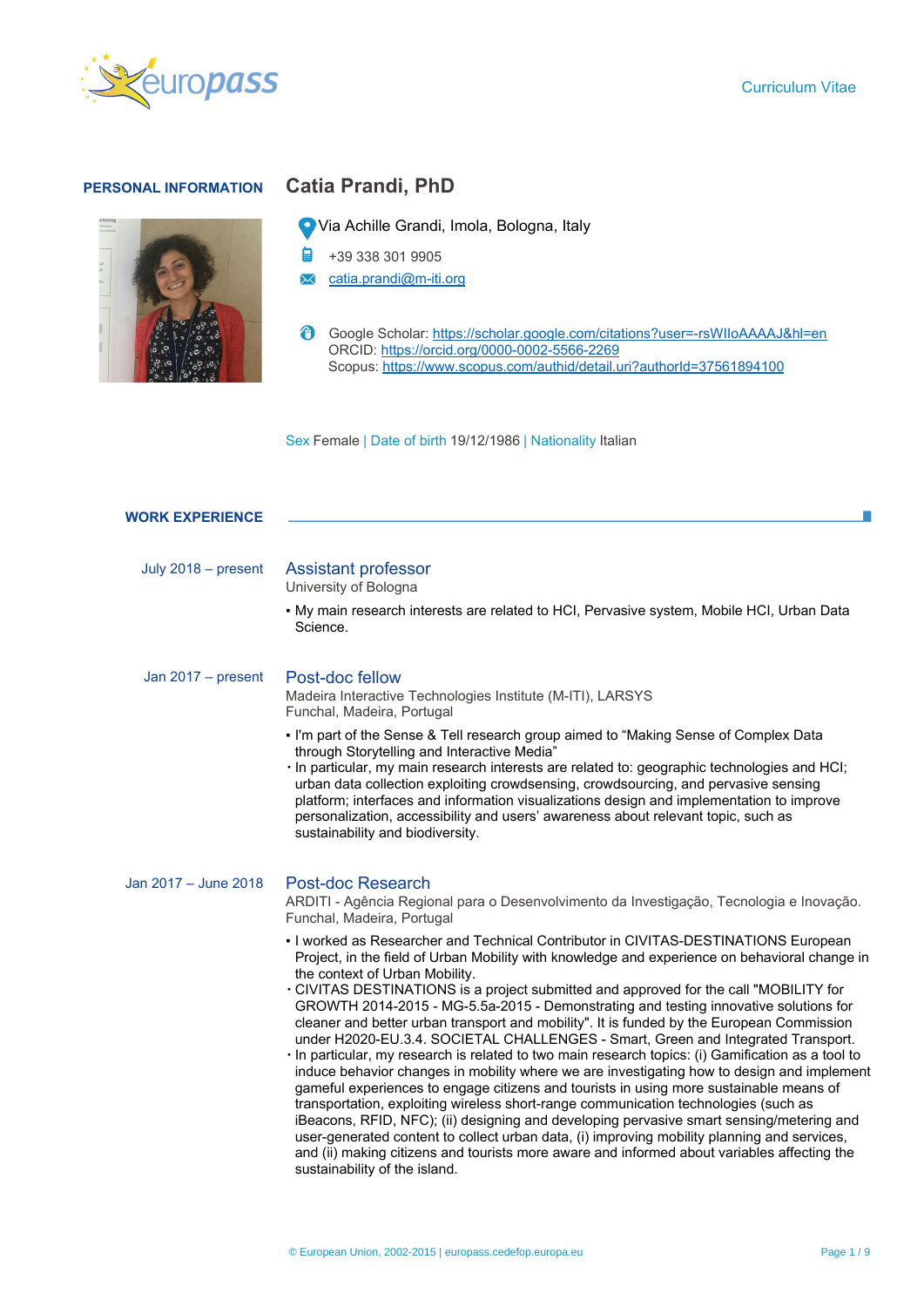Curriculum Vitae

## PERSONAL INFORMATION

# Catia Prandi, PhD

Via Achille Grandi, Imola, Bologna, Italy

+39 338 301 9905

catia.prandi@m-iti.org

Google Scholar: https://scholar.google.com/citations?user=-rsWIloAAAAJ&hl=en
ORCID: https://orcid.org/0000-0002-5566-2269
Scopus: https://www.scopus.com/authid/detail.uri?authorId=37561894100

Sex Female | Date of birth 19/12/1986 | Nationality Italian

## WORK EXPERIENCE

**July 2018 – present**

### Assistant professor

University of Bologna

- My main research interests are related to HCI, Pervasive system, Mobile HCI, Urban Data Science.

**Jan 2017 – present**

### Post-doc fellow

Madeira Interactive Technologies Institute (M-ITI), LARSYS
Funchal, Madeira, Portugal

- I'm part of the Sense & Tell research group aimed to "Making Sense of Complex Data through Storytelling and Interactive Media"
- In particular, my main research interests are related to: geographic technologies and HCI; urban data collection exploiting crowdsensing, crowdsourcing, and pervasive sensing platform; interfaces and information visualizations design and implementation to improve personalization, accessibility and users' awareness about relevant topic, such as sustainability and biodiversity.

**Jan 2017 – June 2018**

### Post-doc Research

ARDITI - Agência Regional para o Desenvolvimento da Investigação, Tecnologia e Inovação.
Funchal, Madeira, Portugal

- I worked as Researcher and Technical Contributor in CIVITAS-DESTINATIONS European Project, in the field of Urban Mobility with knowledge and experience on behavioral change in the context of Urban Mobility.
- CIVITAS DESTINATIONS is a project submitted and approved for the call "MOBILITY for GROWTH 2014-2015 - MG-5.5a-2015 - Demonstrating and testing innovative solutions for cleaner and better urban transport and mobility". It is funded by the European Commission under H2020-EU.3.4. SOCIETAL CHALLENGES - Smart, Green and Integrated Transport.
- In particular, my research is related to two main research topics: (i) Gamification as a tool to induce behavior changes in mobility where we are investigating how to design and implement gameful experiences to engage citizens and tourists in using more sustainable means of transportation, exploiting wireless short-range communication technologies (such as iBeacons, RFID, NFC); (ii) designing and developing pervasive smart sensing/metering and user-generated content to collect urban data, (i) improving mobility planning and services, and (ii) making citizens and tourists more aware and informed about variables affecting the sustainability of the island.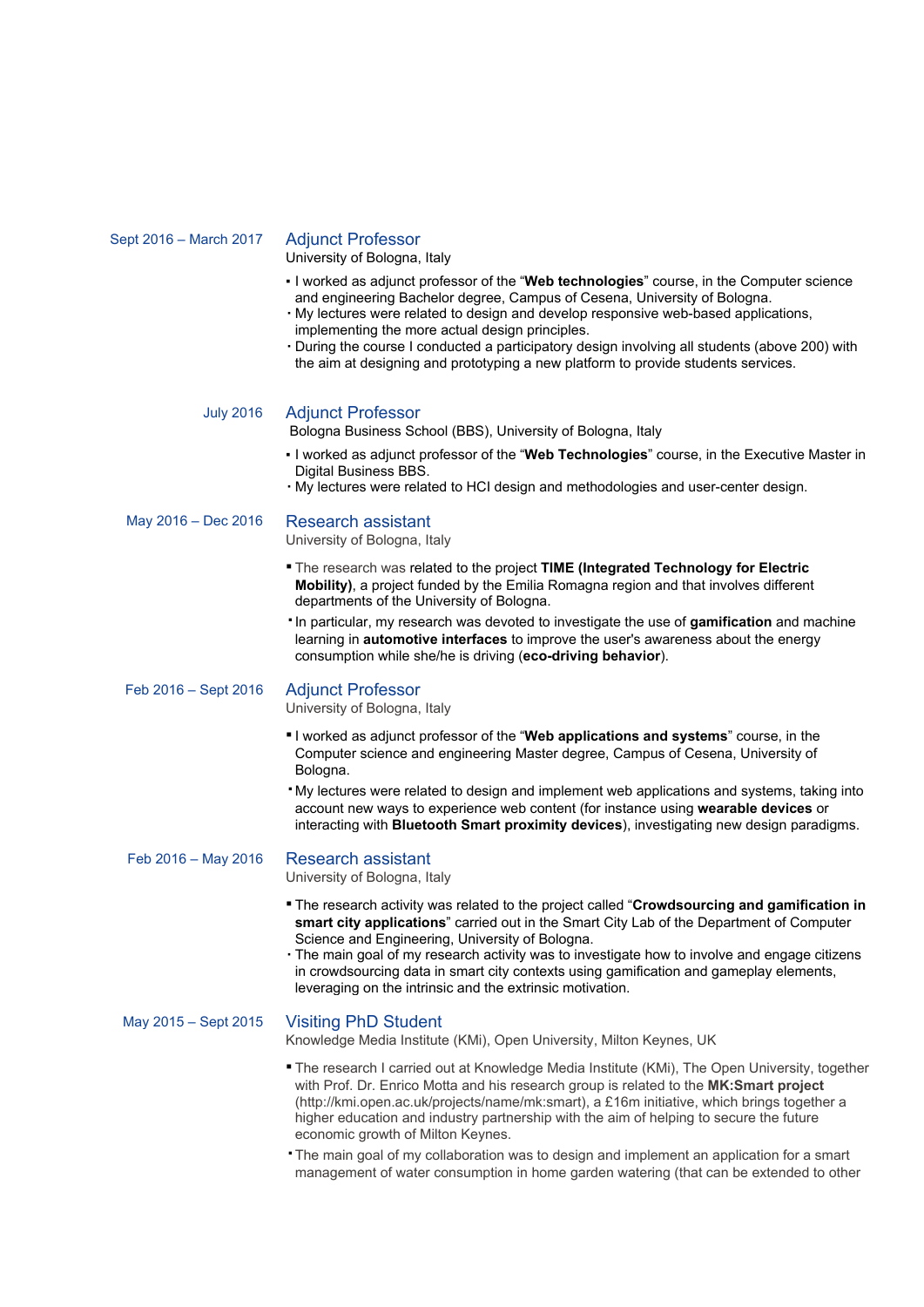Sept 2016 – March 2017

### Adjunct Professor

University of Bologna, Italy

- I worked as adjunct professor of the "**Web technologies**" course, in the Computer science and engineering Bachelor degree, Campus of Cesena, University of Bologna.
- My lectures were related to design and develop responsive web-based applications, implementing the more actual design principles.
- During the course I conducted a participatory design involving all students (above 200) with the aim at designing and prototyping a new platform to provide students services.

July 2016

### Adjunct Professor

Bologna Business School (BBS), University of Bologna, Italy

- I worked as adjunct professor of the "**Web Technologies**" course, in the Executive Master in Digital Business BBS.
- My lectures were related to HCI design and methodologies and user-center design.

May 2016 – Dec 2016

### Research assistant

University of Bologna, Italy

- The research was related to the project **TIME (Integrated Technology for Electric Mobility)**, a project funded by the Emilia Romagna region and that involves different departments of the University of Bologna.
- In particular, my research was devoted to investigate the use of **gamification** and machine learning in **automotive interfaces** to improve the user's awareness about the energy consumption while she/he is driving (**eco-driving behavior**).

Feb 2016 – Sept 2016

### Adjunct Professor

University of Bologna, Italy

- I worked as adjunct professor of the "**Web applications and systems**" course, in the Computer science and engineering Master degree, Campus of Cesena, University of Bologna.
- My lectures were related to design and implement web applications and systems, taking into account new ways to experience web content (for instance using **wearable devices** or interacting with **Bluetooth Smart proximity devices**), investigating new design paradigms.

Feb 2016 – May 2016

### Research assistant

University of Bologna, Italy

- The research activity was related to the project called "**Crowdsourcing and gamification in smart city applications**" carried out in the Smart City Lab of the Department of Computer Science and Engineering, University of Bologna.
- The main goal of my research activity was to investigate how to involve and engage citizens in crowdsourcing data in smart city contexts using gamification and gameplay elements, leveraging on the intrinsic and the extrinsic motivation.

May 2015 – Sept 2015

### Visiting PhD Student

Knowledge Media Institute (KMi), Open University, Milton Keynes, UK

- The research I carried out at Knowledge Media Institute (KMi), The Open University, together with Prof. Dr. Enrico Motta and his research group is related to the **MK:Smart project** (http://kmi.open.ac.uk/projects/name/mk:smart), a £16m initiative, which brings together a higher education and industry partnership with the aim of helping to secure the future economic growth of Milton Keynes.
- The main goal of my collaboration was to design and implement an application for a smart management of water consumption in home garden watering (that can be extended to other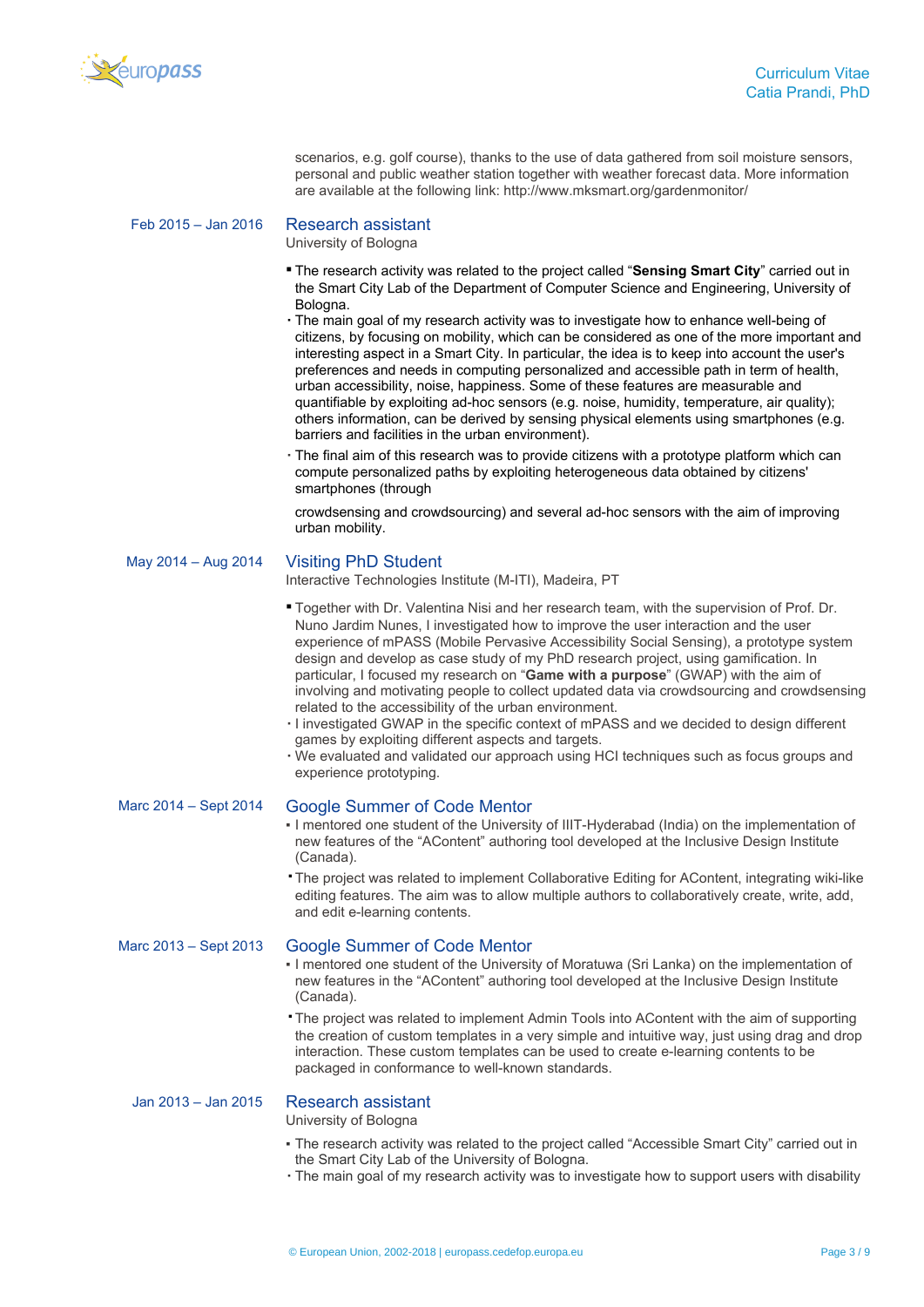scenarios, e.g. golf course), thanks to the use of data gathered from soil moisture sensors, personal and public weather station together with weather forecast data. More information are available at the following link: http://www.mksmart.org/gardenmonitor/

Feb 2015 – Jan 2016

### Research assistant

University of Bologna

- The research activity was related to the project called "**Sensing Smart City**" carried out in the Smart City Lab of the Department of Computer Science and Engineering, University of Bologna.
- The main goal of my research activity was to investigate how to enhance well-being of citizens, by focusing on mobility, which can be considered as one of the more important and interesting aspect in a Smart City. In particular, the idea is to keep into account the user's preferences and needs in computing personalized and accessible path in term of health, urban accessibility, noise, happiness. Some of these features are measurable and quantifiable by exploiting ad-hoc sensors (e.g. noise, humidity, temperature, air quality); others information, can be derived by sensing physical elements using smartphones (e.g. barriers and facilities in the urban environment).
- The final aim of this research was to provide citizens with a prototype platform which can compute personalized paths by exploiting heterogeneous data obtained by citizens' smartphones (through

crowdsensing and crowdsourcing) and several ad-hoc sensors with the aim of improving urban mobility.

May 2014 – Aug 2014

### Visiting PhD Student

Interactive Technologies Institute (M-ITI), Madeira, PT

- Together with Dr. Valentina Nisi and her research team, with the supervision of Prof. Dr. Nuno Jardim Nunes, I investigated how to improve the user interaction and the user experience of mPASS (Mobile Pervasive Accessibility Social Sensing), a prototype system design and develop as case study of my PhD research project, using gamification. In particular, I focused my research on "**Game with a purpose**" (GWAP) with the aim of involving and motivating people to collect updated data via crowdsourcing and crowdsensing related to the accessibility of the urban environment.
- I investigated GWAP in the specific context of mPASS and we decided to design different games by exploiting different aspects and targets.
- We evaluated and validated our approach using HCI techniques such as focus groups and experience prototyping.

Marc 2014 – Sept 2014

### Google Summer of Code Mentor

- I mentored one student of the University of IIIT-Hyderabad (India) on the implementation of new features of the "AContent" authoring tool developed at the Inclusive Design Institute (Canada).
- The project was related to implement Collaborative Editing for AContent, integrating wiki-like editing features. The aim was to allow multiple authors to collaboratively create, write, add, and edit e-learning contents.

Marc 2013 – Sept 2013

### Google Summer of Code Mentor

- I mentored one student of the University of Moratuwa (Sri Lanka) on the implementation of new features in the "AContent" authoring tool developed at the Inclusive Design Institute (Canada).
- The project was related to implement Admin Tools into AContent with the aim of supporting the creation of custom templates in a very simple and intuitive way, just using drag and drop interaction. These custom templates can be used to create e-learning contents to be packaged in conformance to well-known standards.

Jan 2013 – Jan 2015

### Research assistant

University of Bologna

- The research activity was related to the project called "Accessible Smart City" carried out in the Smart City Lab of the University of Bologna.
- The main goal of my research activity was to investigate how to support users with disability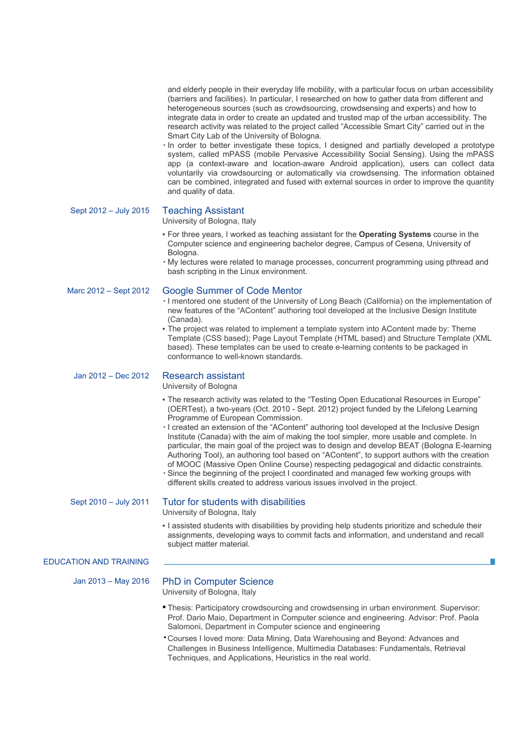and elderly people in their everyday life mobility, with a particular focus on urban accessibility (barriers and facilities). In particular, I researched on how to gather data from different and heterogeneous sources (such as crowdsourcing, crowdsensing and experts) and how to integrate data in order to create an updated and trusted map of the urban accessibility. The research activity was related to the project called "Accessible Smart City" carried out in the Smart City Lab of the University of Bologna.

- In order to better investigate these topics, I designed and partially developed a prototype system, called mPASS (mobile Pervasive Accessibility Social Sensing). Using the mPASS app (a context-aware and location-aware Android application), users can collect data voluntarily via crowdsourcing or automatically via crowdsensing. The information obtained can be combined, integrated and fused with external sources in order to improve the quantity and quality of data.

Sept 2012 – July 2015

### Teaching Assistant

University of Bologna, Italy

- For three years, I worked as teaching assistant for the **Operating Systems** course in the Computer science and engineering bachelor degree, Campus of Cesena, University of Bologna.
- My lectures were related to manage processes, concurrent programming using pthread and bash scripting in the Linux environment.

Marc 2012 – Sept 2012

### Google Summer of Code Mentor

- I mentored one student of the University of Long Beach (California) on the implementation of new features of the "AContent" authoring tool developed at the Inclusive Design Institute (Canada).
- The project was related to implement a template system into AContent made by: Theme Template (CSS based); Page Layout Template (HTML based) and Structure Template (XML based). These templates can be used to create e-learning contents to be packaged in conformance to well-known standards.

Jan 2012 – Dec 2012

### Research assistant

University of Bologna

- The research activity was related to the "Testing Open Educational Resources in Europe" (OERTest), a two-years (Oct. 2010 - Sept. 2012) project funded by the Lifelong Learning Programme of European Commission.
- I created an extension of the "AContent" authoring tool developed at the Inclusive Design Institute (Canada) with the aim of making the tool simpler, more usable and complete. In particular, the main goal of the project was to design and develop BEAT (Bologna E-learning Authoring Tool), an authoring tool based on "AContent", to support authors with the creation of MOOC (Massive Open Online Course) respecting pedagogical and didactic constraints.
- Since the beginning of the project I coordinated and managed few working groups with different skills created to address various issues involved in the project.

Sept 2010 – July 2011

### Tutor for students with disabilities

University of Bologna, Italy

- I assisted students with disabilities by providing help students prioritize and schedule their assignments, developing ways to commit facts and information, and understand and recall subject matter material.

## EDUCATION AND TRAINING

Jan 2013 – May 2016

### PhD in Computer Science

University of Bologna, Italy

- Thesis: Participatory crowdsourcing and crowdsensing in urban environment. Supervisor: Prof. Dario Maio, Department in Computer science and engineering. Advisor: Prof. Paola Salomoni, Department in Computer science and engineering
- Courses I loved more: Data Mining, Data Warehousing and Beyond: Advances and Challenges in Business Intelligence, Multimedia Databases: Fundamentals, Retrieval Techniques, and Applications, Heuristics in the real world.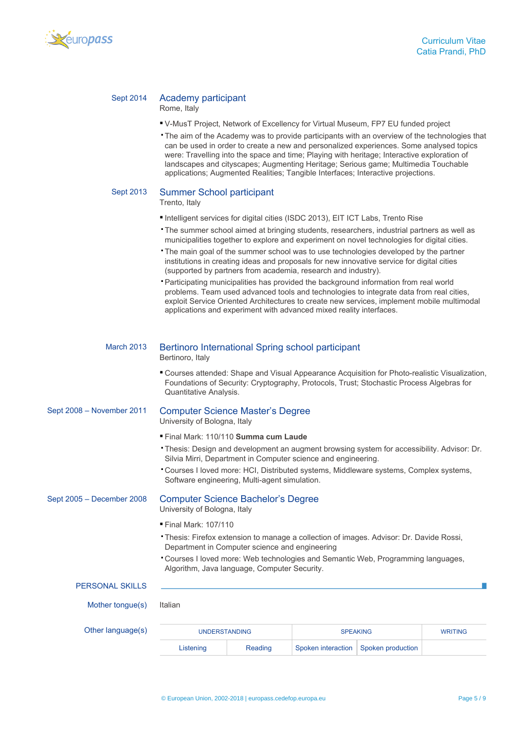Sept 2014

### Academy participant

Rome, Italy

- V-MusT Project, Network of Excellency for Virtual Museum, FP7 EU funded project
- The aim of the Academy was to provide participants with an overview of the technologies that can be used in order to create a new and personalized experiences. Some analysed topics were: Travelling into the space and time; Playing with heritage; Interactive exploration of landscapes and cityscapes; Augmenting Heritage; Serious game; Multimedia Touchable applications; Augmented Realities; Tangible Interfaces; Interactive projections.

Sept 2013

### Summer School participant

Trento, Italy

- Intelligent services for digital cities (ISDC 2013), EIT ICT Labs, Trento Rise
- The summer school aimed at bringing students, researchers, industrial partners as well as municipalities together to explore and experiment on novel technologies for digital cities.
- The main goal of the summer school was to use technologies developed by the partner institutions in creating ideas and proposals for new innovative service for digital cities (supported by partners from academia, research and industry).
- Participating municipalities has provided the background information from real world problems. Team used advanced tools and technologies to integrate data from real cities, exploit Service Oriented Architectures to create new services, implement mobile multimodal applications and experiment with advanced mixed reality interfaces.

March 2013

### Bertinoro International Spring school participant

Bertinoro, Italy

- Courses attended: Shape and Visual Appearance Acquisition for Photo-realistic Visualization, Foundations of Security: Cryptography, Protocols, Trust; Stochastic Process Algebras for Quantitative Analysis.

Sept 2008 – November 2011

### Computer Science Master's Degree

University of Bologna, Italy

- Final Mark: 110/110 **Summa cum Laude**
- Thesis: Design and development an augment browsing system for accessibility. Advisor: Dr. Silvia Mirri, Department in Computer science and engineering.
- Courses I loved more: HCI, Distributed systems, Middleware systems, Complex systems, Software engineering, Multi-agent simulation.

Sept 2005 – December 2008

### Computer Science Bachelor's Degree

University of Bologna, Italy

- Final Mark: 107/110
- Thesis: Firefox extension to manage a collection of images. Advisor: Dr. Davide Rossi, Department in Computer science and engineering
- Courses I loved more: Web technologies and Semantic Web, Programming languages, Algorithm, Java language, Computer Security.

## PERSONAL SKILLS

Mother tongue(s): Italian

Other language(s)

| UNDERSTANDING | | SPEAKING | | WRITING |
|---|---|---|---|---|
| Listening | Reading | Spoken interaction | Spoken production | |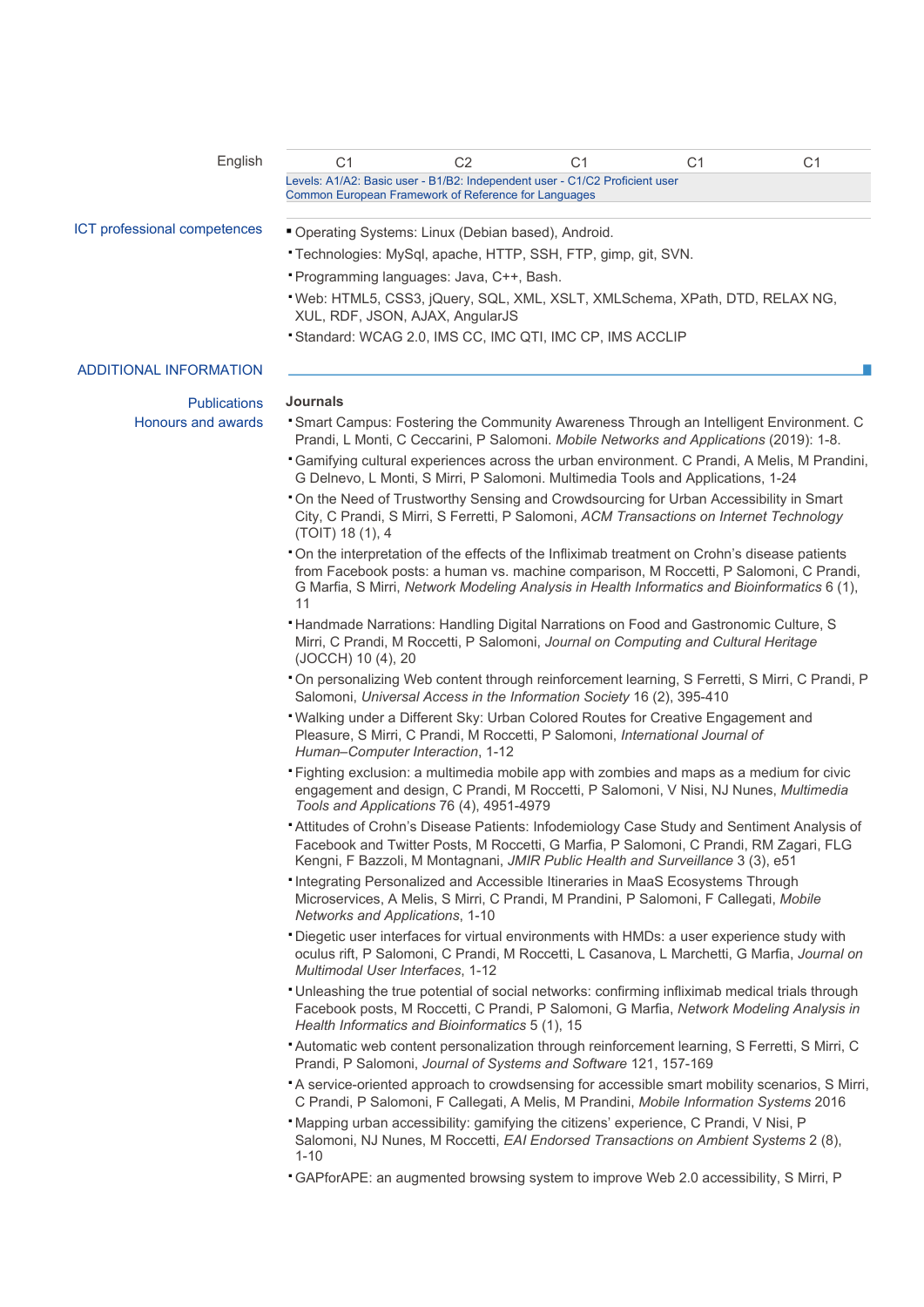| | | | | | |
|---|---|---|---|---|---|
| English | C1 | C2 | C1 | C1 | C1 |

Levels: A1/A2: Basic user - B1/B2: Independent user - C1/C2 Proficient user
Common European Framework of Reference for Languages

### ICT professional competences

- Operating Systems: Linux (Debian based), Android.
- Technologies: MySql, apache, HTTP, SSH, FTP, gimp, git, SVN.
- Programming languages: Java, C++, Bash.
- Web: HTML5, CSS3, jQuery, SQL, XML, XSLT, XMLSchema, XPath, DTD, RELAX NG, XUL, RDF, JSON, AJAX, AngularJS
- Standard: WCAG 2.0, IMS CC, IMC QTI, IMC CP, IMS ACCLIP

## ADDITIONAL INFORMATION

### Publications
### Honours and awards

**Journals**

- Smart Campus: Fostering the Community Awareness Through an Intelligent Environment. C Prandi, L Monti, C Ceccarini, P Salomoni. *Mobile Networks and Applications* (2019): 1-8.
- Gamifying cultural experiences across the urban environment. C Prandi, A Melis, M Prandini, G Delnevo, L Monti, S Mirri, P Salomoni. Multimedia Tools and Applications, 1-24
- On the Need of Trustworthy Sensing and Crowdsourcing for Urban Accessibility in Smart City, C Prandi, S Mirri, S Ferretti, P Salomoni, *ACM Transactions on Internet Technology* (TOIT) 18 (1), 4
- On the interpretation of the effects of the Infliximab treatment on Crohn's disease patients from Facebook posts: a human vs. machine comparison, M Roccetti, P Salomoni, C Prandi, G Marfia, S Mirri, *Network Modeling Analysis in Health Informatics and Bioinformatics* 6 (1), 11
- Handmade Narrations: Handling Digital Narrations on Food and Gastronomic Culture, S Mirri, C Prandi, M Roccetti, P Salomoni, *Journal on Computing and Cultural Heritage* (JOCCH) 10 (4), 20
- On personalizing Web content through reinforcement learning, S Ferretti, S Mirri, C Prandi, P Salomoni, *Universal Access in the Information Society* 16 (2), 395-410
- Walking under a Different Sky: Urban Colored Routes for Creative Engagement and Pleasure, S Mirri, C Prandi, M Roccetti, P Salomoni, *International Journal of Human–Computer Interaction*, 1-12
- Fighting exclusion: a multimedia mobile app with zombies and maps as a medium for civic engagement and design, C Prandi, M Roccetti, P Salomoni, V Nisi, NJ Nunes, *Multimedia Tools and Applications* 76 (4), 4951-4979
- Attitudes of Crohn's Disease Patients: Infodemiology Case Study and Sentiment Analysis of Facebook and Twitter Posts, M Roccetti, G Marfia, P Salomoni, C Prandi, RM Zagari, FLG Kengni, F Bazzoli, M Montagnani, *JMIR Public Health and Surveillance* 3 (3), e51
- Integrating Personalized and Accessible Itineraries in MaaS Ecosystems Through Microservices, A Melis, S Mirri, C Prandi, M Prandini, P Salomoni, F Callegati, *Mobile Networks and Applications*, 1-10
- Diegetic user interfaces for virtual environments with HMDs: a user experience study with oculus rift, P Salomoni, C Prandi, M Roccetti, L Casanova, L Marchetti, G Marfia, *Journal on Multimodal User Interfaces*, 1-12
- Unleashing the true potential of social networks: confirming infliximab medical trials through Facebook posts, M Roccetti, C Prandi, P Salomoni, G Marfia, *Network Modeling Analysis in Health Informatics and Bioinformatics* 5 (1), 15
- Automatic web content personalization through reinforcement learning, S Ferretti, S Mirri, C Prandi, P Salomoni, *Journal of Systems and Software* 121, 157-169
- A service-oriented approach to crowdsensing for accessible smart mobility scenarios, S Mirri, C Prandi, P Salomoni, F Callegati, A Melis, M Prandini, *Mobile Information Systems* 2016
- Mapping urban accessibility: gamifying the citizens' experience, C Prandi, V Nisi, P Salomoni, NJ Nunes, M Roccetti, *EAI Endorsed Transactions on Ambient Systems* 2 (8), 1-10
- GAPforAPE: an augmented browsing system to improve Web 2.0 accessibility, S Mirri, P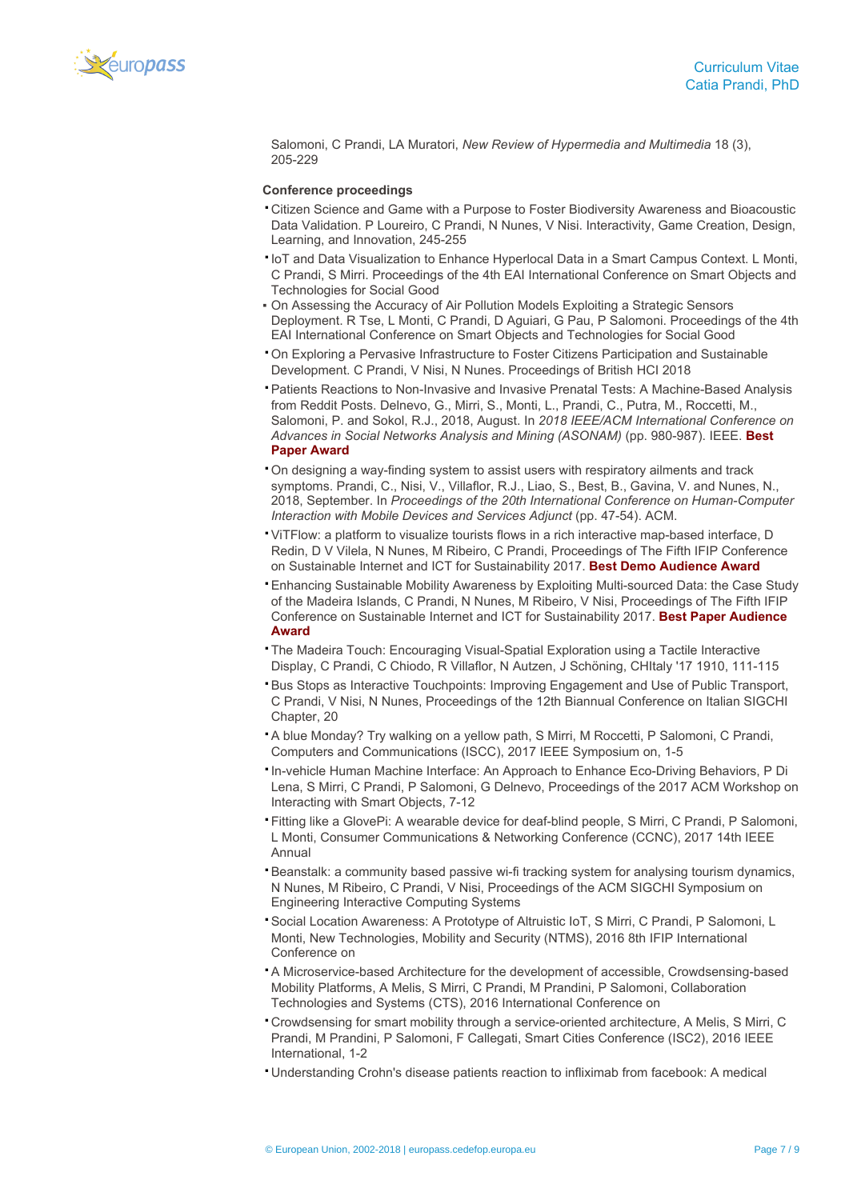Salomoni, C Prandi, LA Muratori, *New Review of Hypermedia and Multimedia* 18 (3), 205-229

**Conference proceedings**

- Citizen Science and Game with a Purpose to Foster Biodiversity Awareness and Bioacoustic Data Validation. P Loureiro, C Prandi, N Nunes, V Nisi. Interactivity, Game Creation, Design, Learning, and Innovation, 245-255
- IoT and Data Visualization to Enhance Hyperlocal Data in a Smart Campus Context. L Monti, C Prandi, S Mirri. Proceedings of the 4th EAI International Conference on Smart Objects and Technologies for Social Good
- On Assessing the Accuracy of Air Pollution Models Exploiting a Strategic Sensors Deployment. R Tse, L Monti, C Prandi, D Aguiari, G Pau, P Salomoni. Proceedings of the 4th EAI International Conference on Smart Objects and Technologies for Social Good
- On Exploring a Pervasive Infrastructure to Foster Citizens Participation and Sustainable Development. C Prandi, V Nisi, N Nunes. Proceedings of British HCI 2018
- Patients Reactions to Non-Invasive and Invasive Prenatal Tests: A Machine-Based Analysis from Reddit Posts. Delnevo, G., Mirri, S., Monti, L., Prandi, C., Putra, M., Roccetti, M., Salomoni, P. and Sokol, R.J., 2018, August. In *2018 IEEE/ACM International Conference on Advances in Social Networks Analysis and Mining (ASONAM)* (pp. 980-987). IEEE. **Best Paper Award**
- On designing a way-finding system to assist users with respiratory ailments and track symptoms. Prandi, C., Nisi, V., Villaflor, R.J., Liao, S., Best, B., Gavina, V. and Nunes, N., 2018, September. In *Proceedings of the 20th International Conference on Human-Computer Interaction with Mobile Devices and Services Adjunct* (pp. 47-54). ACM.
- ViTFlow: a platform to visualize tourists flows in a rich interactive map-based interface, D Redin, D V Vilela, N Nunes, M Ribeiro, C Prandi, Proceedings of The Fifth IFIP Conference on Sustainable Internet and ICT for Sustainability 2017. **Best Demo Audience Award**
- Enhancing Sustainable Mobility Awareness by Exploiting Multi-sourced Data: the Case Study of the Madeira Islands, C Prandi, N Nunes, M Ribeiro, V Nisi, Proceedings of The Fifth IFIP Conference on Sustainable Internet and ICT for Sustainability 2017. **Best Paper Audience Award**
- The Madeira Touch: Encouraging Visual-Spatial Exploration using a Tactile Interactive Display, C Prandi, C Chiodo, R Villaflor, N Autzen, J Schöning, CHItaly '17 1910, 111-115
- Bus Stops as Interactive Touchpoints: Improving Engagement and Use of Public Transport, C Prandi, V Nisi, N Nunes, Proceedings of the 12th Biannual Conference on Italian SIGCHI Chapter, 20
- A blue Monday? Try walking on a yellow path, S Mirri, M Roccetti, P Salomoni, C Prandi, Computers and Communications (ISCC), 2017 IEEE Symposium on, 1-5
- In-vehicle Human Machine Interface: An Approach to Enhance Eco-Driving Behaviors, P Di Lena, S Mirri, C Prandi, P Salomoni, G Delnevo, Proceedings of the 2017 ACM Workshop on Interacting with Smart Objects, 7-12
- Fitting like a GlovePi: A wearable device for deaf-blind people, S Mirri, C Prandi, P Salomoni, L Monti, Consumer Communications & Networking Conference (CCNC), 2017 14th IEEE Annual
- Beanstalk: a community based passive wi-fi tracking system for analysing tourism dynamics, N Nunes, M Ribeiro, C Prandi, V Nisi, Proceedings of the ACM SIGCHI Symposium on Engineering Interactive Computing Systems
- Social Location Awareness: A Prototype of Altruistic IoT, S Mirri, C Prandi, P Salomoni, L Monti, New Technologies, Mobility and Security (NTMS), 2016 8th IFIP International Conference on
- A Microservice-based Architecture for the development of accessible, Crowdsensing-based Mobility Platforms, A Melis, S Mirri, C Prandi, M Prandini, P Salomoni, Collaboration Technologies and Systems (CTS), 2016 International Conference on
- Crowdsensing for smart mobility through a service-oriented architecture, A Melis, S Mirri, C Prandi, M Prandini, P Salomoni, F Callegati, Smart Cities Conference (ISC2), 2016 IEEE International, 1-2
- Understanding Crohn's disease patients reaction to infliximab from facebook: A medical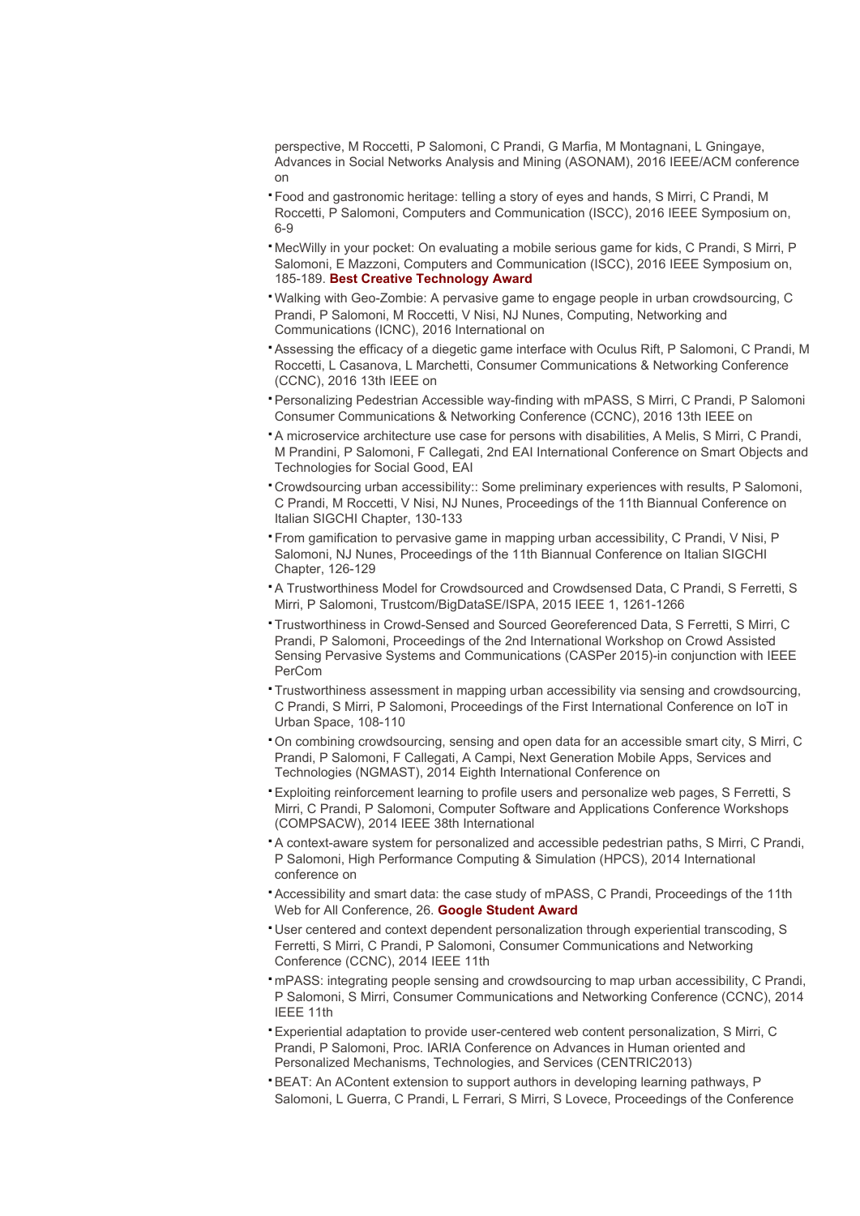perspective, M Roccetti, P Salomoni, C Prandi, G Marfia, M Montagnani, L Gningaye, Advances in Social Networks Analysis and Mining (ASONAM), 2016 IEEE/ACM conference on

- Food and gastronomic heritage: telling a story of eyes and hands, S Mirri, C Prandi, M Roccetti, P Salomoni, Computers and Communication (ISCC), 2016 IEEE Symposium on, 6-9
- MecWilly in your pocket: On evaluating a mobile serious game for kids, C Prandi, S Mirri, P Salomoni, E Mazzoni, Computers and Communication (ISCC), 2016 IEEE Symposium on, 185-189. **Best Creative Technology Award**
- Walking with Geo-Zombie: A pervasive game to engage people in urban crowdsourcing, C Prandi, P Salomoni, M Roccetti, V Nisi, NJ Nunes, Computing, Networking and Communications (ICNC), 2016 International on
- Assessing the efficacy of a diegetic game interface with Oculus Rift, P Salomoni, C Prandi, M Roccetti, L Casanova, L Marchetti, Consumer Communications & Networking Conference (CCNC), 2016 13th IEEE on
- Personalizing Pedestrian Accessible way-finding with mPASS, S Mirri, C Prandi, P Salomoni Consumer Communications & Networking Conference (CCNC), 2016 13th IEEE on
- A microservice architecture use case for persons with disabilities, A Melis, S Mirri, C Prandi, M Prandini, P Salomoni, F Callegati, 2nd EAI International Conference on Smart Objects and Technologies for Social Good, EAI
- Crowdsourcing urban accessibility:: Some preliminary experiences with results, P Salomoni, C Prandi, M Roccetti, V Nisi, NJ Nunes, Proceedings of the 11th Biannual Conference on Italian SIGCHI Chapter, 130-133
- From gamification to pervasive game in mapping urban accessibility, C Prandi, V Nisi, P Salomoni, NJ Nunes, Proceedings of the 11th Biannual Conference on Italian SIGCHI Chapter, 126-129
- A Trustworthiness Model for Crowdsourced and Crowdsensed Data, C Prandi, S Ferretti, S Mirri, P Salomoni, Trustcom/BigDataSE/ISPA, 2015 IEEE 1, 1261-1266
- Trustworthiness in Crowd-Sensed and Sourced Georeferenced Data, S Ferretti, S Mirri, C Prandi, P Salomoni, Proceedings of the 2nd International Workshop on Crowd Assisted Sensing Pervasive Systems and Communications (CASPer 2015)-in conjunction with IEEE PerCom
- Trustworthiness assessment in mapping urban accessibility via sensing and crowdsourcing, C Prandi, S Mirri, P Salomoni, Proceedings of the First International Conference on IoT in Urban Space, 108-110
- On combining crowdsourcing, sensing and open data for an accessible smart city, S Mirri, C Prandi, P Salomoni, F Callegati, A Campi, Next Generation Mobile Apps, Services and Technologies (NGMAST), 2014 Eighth International Conference on
- Exploiting reinforcement learning to profile users and personalize web pages, S Ferretti, S Mirri, C Prandi, P Salomoni, Computer Software and Applications Conference Workshops (COMPSACW), 2014 IEEE 38th International
- A context-aware system for personalized and accessible pedestrian paths, S Mirri, C Prandi, P Salomoni, High Performance Computing & Simulation (HPCS), 2014 International conference on
- Accessibility and smart data: the case study of mPASS, C Prandi, Proceedings of the 11th Web for All Conference, 26. **Google Student Award**
- User centered and context dependent personalization through experiential transcoding, S Ferretti, S Mirri, C Prandi, P Salomoni, Consumer Communications and Networking Conference (CCNC), 2014 IEEE 11th
- mPASS: integrating people sensing and crowdsourcing to map urban accessibility, C Prandi, P Salomoni, S Mirri, Consumer Communications and Networking Conference (CCNC), 2014 IEEE 11th
- Experiential adaptation to provide user-centered web content personalization, S Mirri, C Prandi, P Salomoni, Proc. IARIA Conference on Advances in Human oriented and Personalized Mechanisms, Technologies, and Services (CENTRIC2013)
- BEAT: An AContent extension to support authors in developing learning pathways, P Salomoni, L Guerra, C Prandi, L Ferrari, S Mirri, S Lovece, Proceedings of the Conference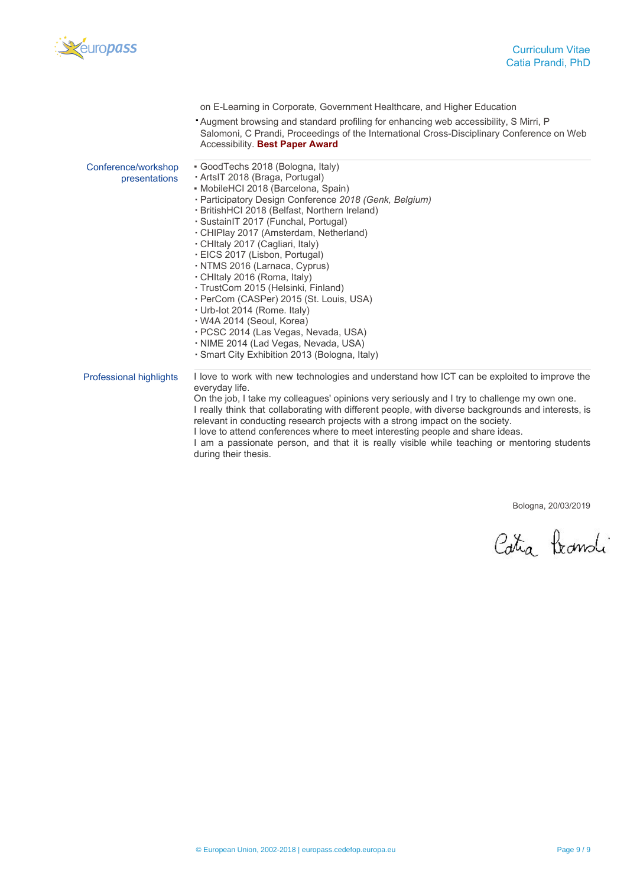on E-Learning in Corporate, Government Healthcare, and Higher Education

- Augment browsing and standard profiling for enhancing web accessibility, S Mirri, P Salomoni, C Prandi, Proceedings of the International Cross-Disciplinary Conference on Web Accessibility. **Best Paper Award**

**Conference/workshop presentations**

- GoodTechs 2018 (Bologna, Italy)
- ArtsIT 2018 (Braga, Portugal)
- MobileHCI 2018 (Barcelona, Spain)
- Participatory Design Conference *2018 (Genk, Belgium)*
- BritishHCI 2018 (Belfast, Northern Ireland)
- SustainIT 2017 (Funchal, Portugal)
- CHIPlay 2017 (Amsterdam, Netherland)
- CHItaly 2017 (Cagliari, Italy)
- EICS 2017 (Lisbon, Portugal)
- NTMS 2016 (Larnaca, Cyprus)
- CHItaly 2016 (Roma, Italy)
- TrustCom 2015 (Helsinki, Finland)
- PerCom (CASPer) 2015 (St. Louis, USA)
- Urb-Iot 2014 (Rome. Italy)
- W4A 2014 (Seoul, Korea)
- PCSC 2014 (Las Vegas, Nevada, USA)
- NIME 2014 (Lad Vegas, Nevada, USA)
- Smart City Exhibition 2013 (Bologna, Italy)

**Professional highlights**

I love to work with new technologies and understand how ICT can be exploited to improve the everyday life.
On the job, I take my colleagues' opinions very seriously and I try to challenge my own one.
I really think that collaborating with different people, with diverse backgrounds and interests, is relevant in conducting research projects with a strong impact on the society.
I love to attend conferences where to meet interesting people and share ideas.
I am a passionate person, and that it is really visible while teaching or mentoring students during their thesis.

Bologna, 20/03/2019

Catia Prandi